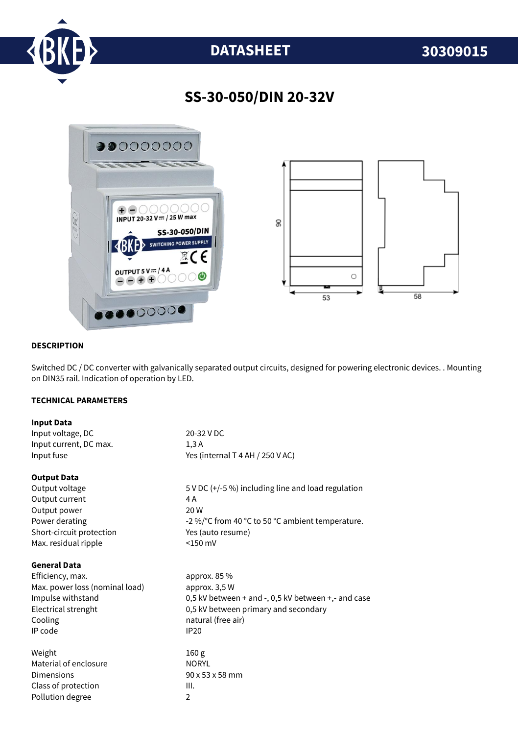# DATASHEET 30309015

## SS-30-050/DIN 20-32V

### DESCRIPTION

Switched DC / DC converter with galvanically separated output circuits, designed for powering electronic devices. . Mounting on DIN35 rail. Indication of operation by LED.

### TECHNICAL PARAMETERS

**Input Data**

| | |
|---|---|
| Input voltage, DC | 20-32 V DC |
| Input current, DC max. | 1,3 A |
| Input fuse | Yes (internal T 4 AH / 250 V AC) |

**Output Data**

| | |
|---|---|
| Output voltage | 5 V DC (+/-5 %) including line and load regulation |
| Output current | 4 A |
| Output power | 20 W |
| Power derating | -2 %/°C from 40 °C to 50 °C ambient temperature. |
| Short-circuit protection | Yes (auto resume) |
| Max. residual ripple | <150 mV |

**General Data**

| | |
|---|---|
| Efficiency, max. | approx. 85 % |
| Max. power loss (nominal load) | approx. 3,5 W |
| Impulse withstand | 0,5 kV between + and -, 0,5 kV between +,- and case |
| Electrical strenght | 0,5 kV between primary and secondary |
| Cooling | natural (free air) |
| IP code | IP20 |
| Weight | 160 g |
| Material of enclosure | NORYL |
| Dimensions | 90 x 53 x 58 mm |
| Class of protection | III. |
| Pollution degree | 2 |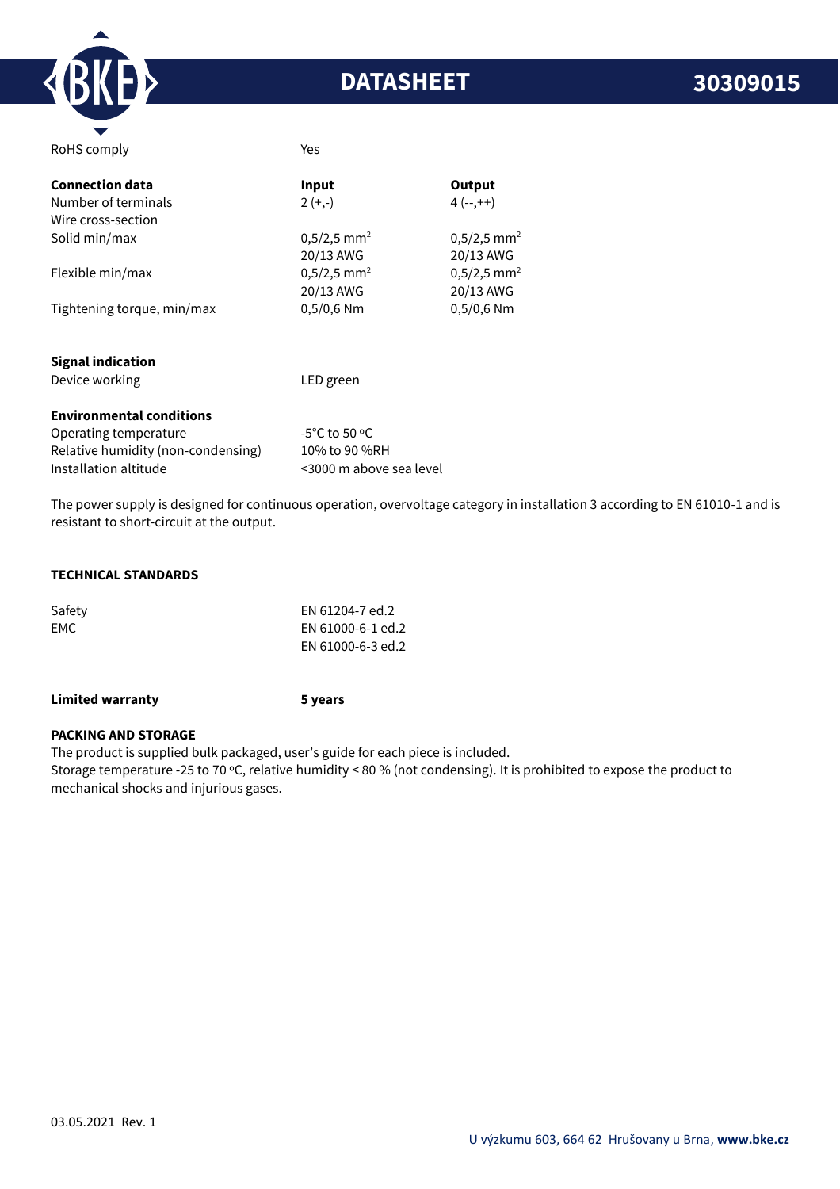| | | |
|---|---|---|
| RoHS comply | Yes | |
| **Connection data** | **Input** | **Output** |
| Number of terminals | 2 (+,-) | 4 (--,++) |
| Wire cross-section | | |
| Solid min/max | 0,5/2,5 mm$^2$<br>20/13 AWG | 0,5/2,5 mm$^2$<br>20/13 AWG |
| Flexible min/max | 0,5/2,5 mm$^2$<br>20/13 AWG | 0,5/2,5 mm$^2$<br>20/13 AWG |
| Tightening torque, min/max | 0,5/0,6 Nm | 0,5/0,6 Nm |

**Signal indication**

| | |
|---|---|
| Device working | LED green |

**Environmental conditions**

| | |
|---|---|
| Operating temperature | -5°C to 50 ºC |
| Relative humidity (non-condensing) | 10% to 90 %RH |
| Installation altitude | <3000 m above sea level |

The power supply is designed for continuous operation, overvoltage category in installation 3 according to EN 61010-1 and is resistant to short-circuit at the output.

## TECHNICAL STANDARDS

| | |
|---|---|
| Safety | EN 61204-7 ed.2 |
| EMC | EN 61000-6-1 ed.2<br>EN 61000-6-3 ed.2 |

**Limited warranty** **5 years**

## PACKING AND STORAGE

The product is supplied bulk packaged, user's guide for each piece is included.
Storage temperature -25 to 70 ºC, relative humidity < 80 % (not condensing). It is prohibited to expose the product to mechanical shocks and injurious gases.

03.05.2021 Rev. 1

U výzkumu 603, 664 62 Hrušovany u Brna, **www.bke.cz**